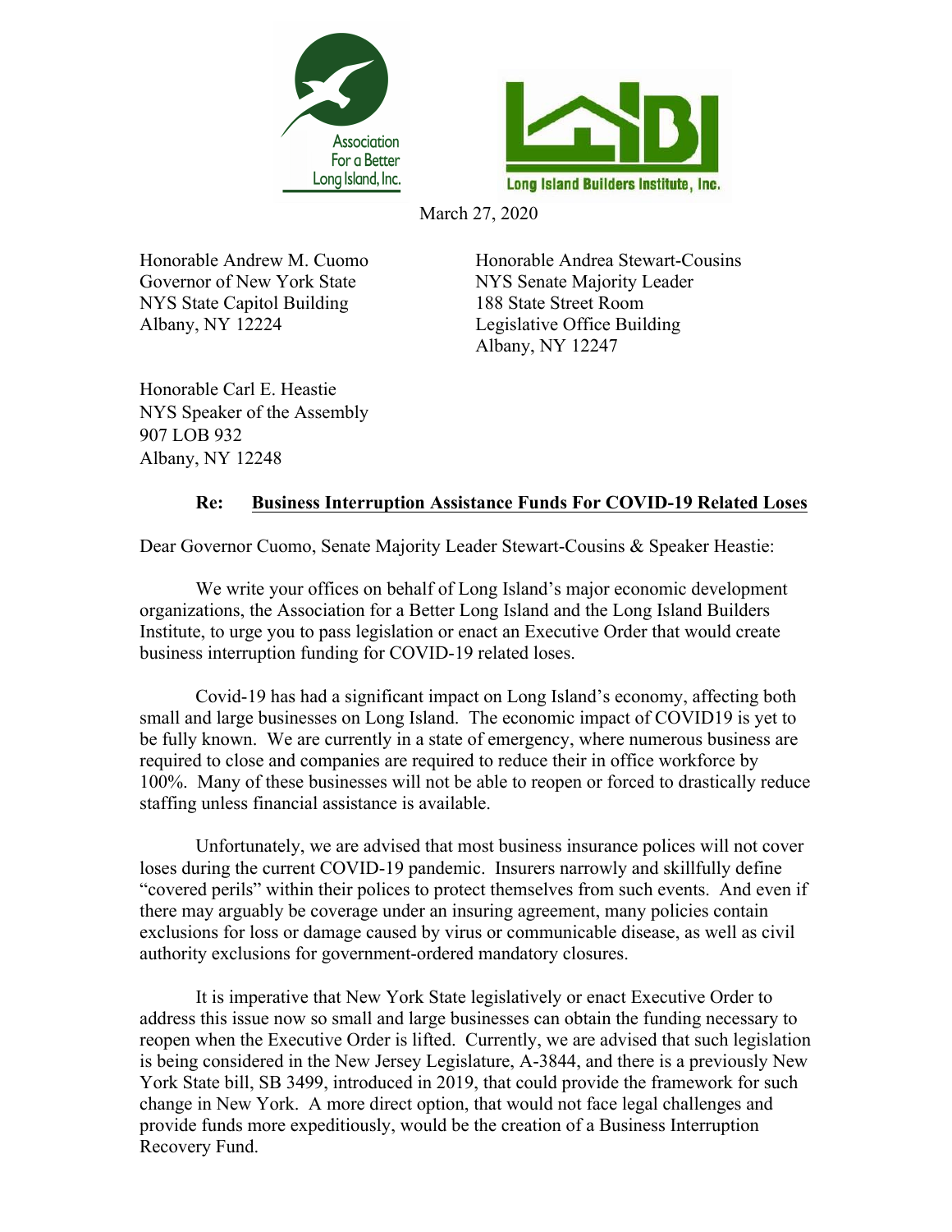Association For a Better Long Island, Inc.

Long Island Builders Institute, Inc.

March 27, 2020

Honorable Andrew M. Cuomo
Governor of New York State
NYS State Capitol Building
Albany, NY 12224

Honorable Andrea Stewart-Cousins
NYS Senate Majority Leader
188 State Street Room
Legislative Office Building
Albany, NY 12247

Honorable Carl E. Heastie
NYS Speaker of the Assembly
907 LOB 932
Albany, NY 12248

**Re: <u>Business Interruption Assistance Funds For COVID-19 Related Loses</u>**

Dear Governor Cuomo, Senate Majority Leader Stewart-Cousins & Speaker Heastie:

We write your offices on behalf of Long Island's major economic development organizations, the Association for a Better Long Island and the Long Island Builders Institute, to urge you to pass legislation or enact an Executive Order that would create business interruption funding for COVID-19 related loses.

Covid-19 has had a significant impact on Long Island's economy, affecting both small and large businesses on Long Island. The economic impact of COVID19 is yet to be fully known. We are currently in a state of emergency, where numerous business are required to close and companies are required to reduce their in office workforce by 100%. Many of these businesses will not be able to reopen or forced to drastically reduce staffing unless financial assistance is available.

Unfortunately, we are advised that most business insurance polices will not cover loses during the current COVID-19 pandemic. Insurers narrowly and skillfully define "covered perils" within their polices to protect themselves from such events. And even if there may arguably be coverage under an insuring agreement, many policies contain exclusions for loss or damage caused by virus or communicable disease, as well as civil authority exclusions for government-ordered mandatory closures.

It is imperative that New York State legislatively or enact Executive Order to address this issue now so small and large businesses can obtain the funding necessary to reopen when the Executive Order is lifted. Currently, we are advised that such legislation is being considered in the New Jersey Legislature, A-3844, and there is a previously New York State bill, SB 3499, introduced in 2019, that could provide the framework for such change in New York. A more direct option, that would not face legal challenges and provide funds more expeditiously, would be the creation of a Business Interruption Recovery Fund.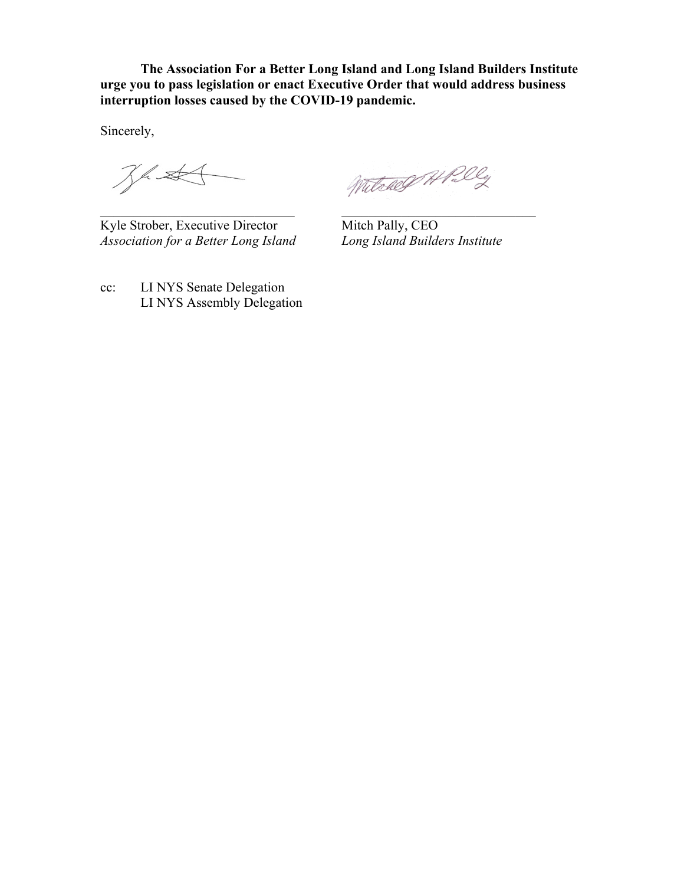**The Association For a Better Long Island and Long Island Builders Institute urge you to pass legislation or enact Executive Order that would address business interruption losses caused by the COVID-19 pandemic.**

Sincerely,

Kyle Strober, Executive Director
*Association for a Better Long Island*

Mitch Pally, CEO
*Long Island Builders Institute*

cc: LI NYS Senate Delegation
LI NYS Assembly Delegation